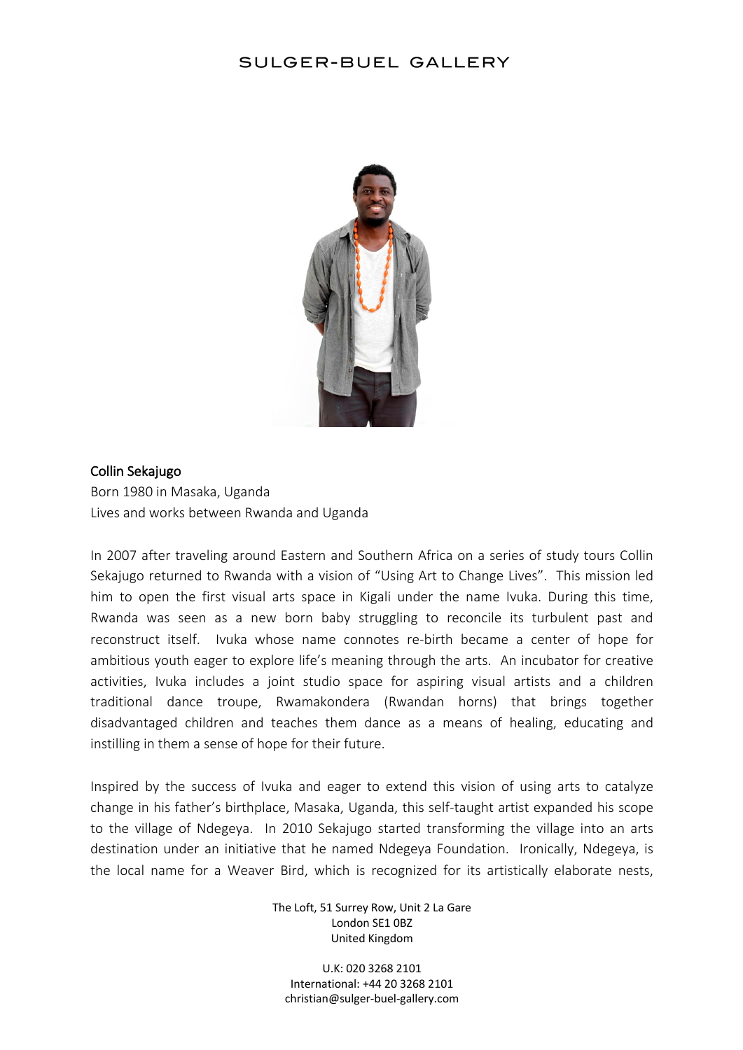# SULGER-BUEL GALLERY

**Collin Sekajugo**
Born 1980 in Masaka, Uganda
Lives and works between Rwanda and Uganda

In 2007 after traveling around Eastern and Southern Africa on a series of study tours Collin Sekajugo returned to Rwanda with a vision of "Using Art to Change Lives". This mission led him to open the first visual arts space in Kigali under the name Ivuka. During this time, Rwanda was seen as a new born baby struggling to reconcile its turbulent past and reconstruct itself. Ivuka whose name connotes re-birth became a center of hope for ambitious youth eager to explore life's meaning through the arts. An incubator for creative activities, Ivuka includes a joint studio space for aspiring visual artists and a children traditional dance troupe, Rwamakondera (Rwandan horns) that brings together disadvantaged children and teaches them dance as a means of healing, educating and instilling in them a sense of hope for their future.

Inspired by the success of Ivuka and eager to extend this vision of using arts to catalyze change in his father's birthplace, Masaka, Uganda, this self-taught artist expanded his scope to the village of Ndegeya. In 2010 Sekajugo started transforming the village into an arts destination under an initiative that he named Ndegeya Foundation. Ironically, Ndegeya, is the local name for a Weaver Bird, which is recognized for its artistically elaborate nests,

The Loft, 51 Surrey Row, Unit 2 La Gare
London SE1 0BZ
United Kingdom

U.K: 020 3268 2101
International: +44 20 3268 2101
christian@sulger-buel-gallery.com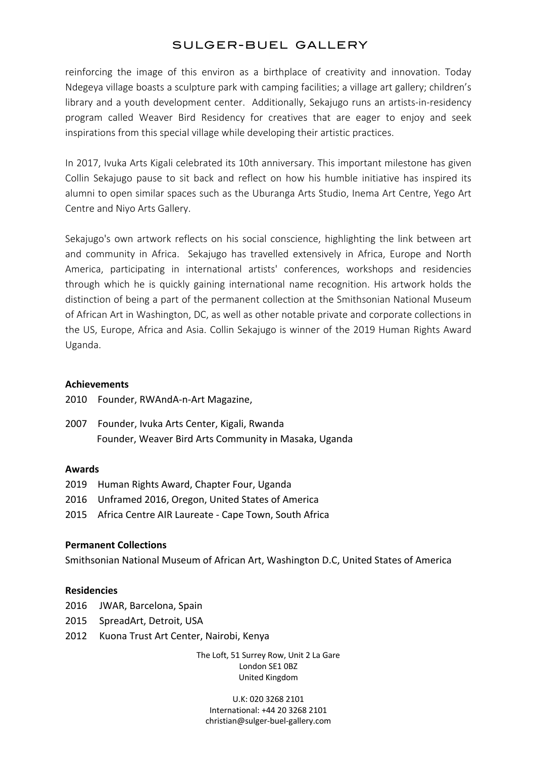reinforcing the image of this environ as a birthplace of creativity and innovation. Today Ndegeya village boasts a sculpture park with camping facilities; a village art gallery; children's library and a youth development center. Additionally, Sekajugo runs an artists-in-residency program called Weaver Bird Residency for creatives that are eager to enjoy and seek inspirations from this special village while developing their artistic practices.

In 2017, Ivuka Arts Kigali celebrated its 10th anniversary. This important milestone has given Collin Sekajugo pause to sit back and reflect on how his humble initiative has inspired its alumni to open similar spaces such as the Uburanga Arts Studio, Inema Art Centre, Yego Art Centre and Niyo Arts Gallery.

Sekajugo's own artwork reflects on his social conscience, highlighting the link between art and community in Africa. Sekajugo has travelled extensively in Africa, Europe and North America, participating in international artists' conferences, workshops and residencies through which he is quickly gaining international name recognition. His artwork holds the distinction of being a part of the permanent collection at the Smithsonian National Museum of African Art in Washington, DC, as well as other notable private and corporate collections in the US, Europe, Africa and Asia. Collin Sekajugo is winner of the 2019 Human Rights Award Uganda.

**Achievements**

2010 Founder, RWAndA-n-Art Magazine,

2007 Founder, Ivuka Arts Center, Kigali, Rwanda
Founder, Weaver Bird Arts Community in Masaka, Uganda

**Awards**

2019 Human Rights Award, Chapter Four, Uganda
2016 Unframed 2016, Oregon, United States of America
2015 Africa Centre AIR Laureate - Cape Town, South Africa

**Permanent Collections**

Smithsonian National Museum of African Art, Washington D.C, United States of America

**Residencies**

2016 JWAR, Barcelona, Spain
2015 SpreadArt, Detroit, USA
2012 Kuona Trust Art Center, Nairobi, Kenya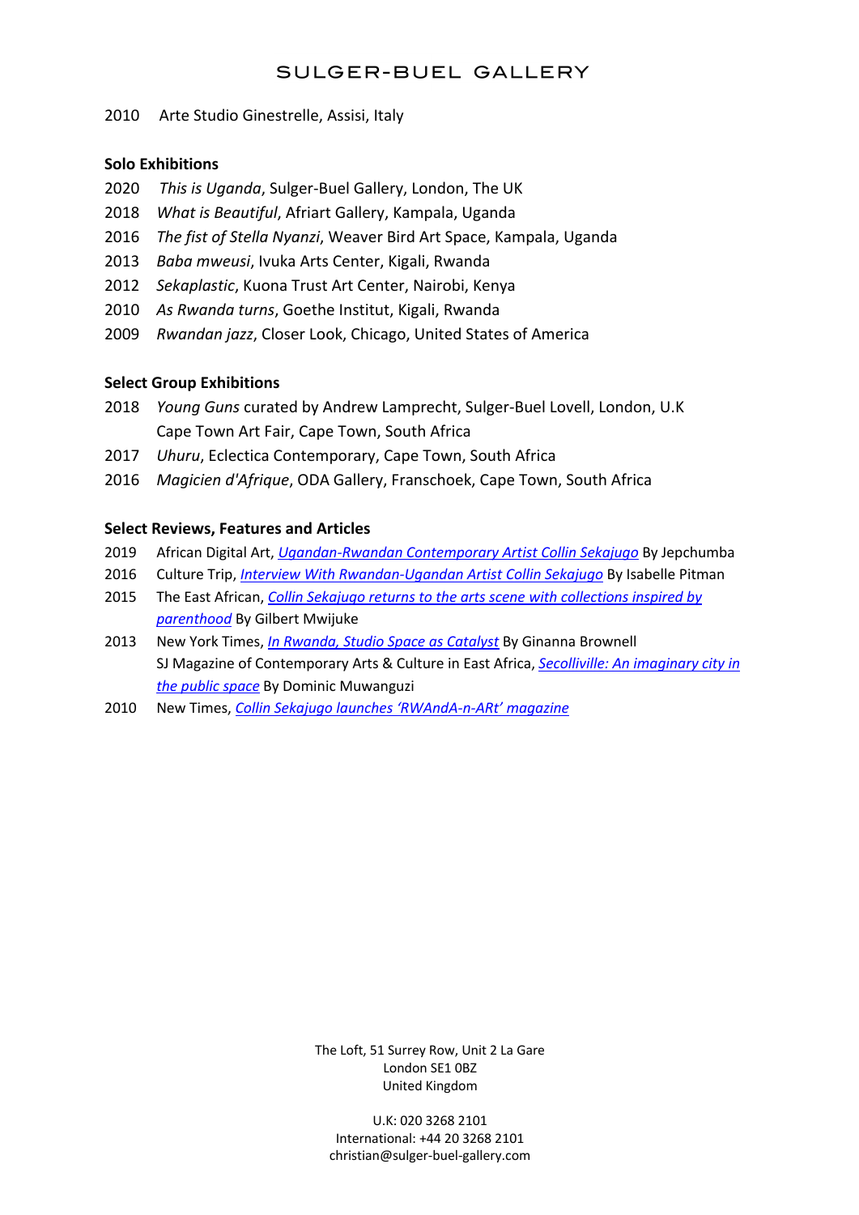2010 Arte Studio Ginestrelle, Assisi, Italy

**Solo Exhibitions**

2020 *This is Uganda*, Sulger-Buel Gallery, London, The UK
2018 *What is Beautiful*, Afriart Gallery, Kampala, Uganda
2016 *The fist of Stella Nyanzi*, Weaver Bird Art Space, Kampala, Uganda
2013 *Baba mweusi*, Ivuka Arts Center, Kigali, Rwanda
2012 *Sekaplastic*, Kuona Trust Art Center, Nairobi, Kenya
2010 *As Rwanda turns*, Goethe Institut, Kigali, Rwanda
2009 *Rwandan jazz*, Closer Look, Chicago, United States of America

**Select Group Exhibitions**

2018 *Young Guns* curated by Andrew Lamprecht, Sulger-Buel Lovell, London, U.K
Cape Town Art Fair, Cape Town, South Africa
2017 *Uhuru*, Eclectica Contemporary, Cape Town, South Africa
2016 *Magicien d'Afrique*, ODA Gallery, Franschoek, Cape Town, South Africa

**Select Reviews, Features and Articles**

2019 African Digital Art, *Ugandan-Rwandan Contemporary Artist Collin Sekajugo* By Jepchumba
2016 Culture Trip, *Interview With Rwandan-Ugandan Artist Collin Sekajugo* By Isabelle Pitman
2015 The East African, *Collin Sekajugo returns to the arts scene with collections inspired by parenthood* By Gilbert Mwijuke
2013 New York Times, *In Rwanda, Studio Space as Catalyst* By Ginanna Brownell
SJ Magazine of Contemporary Arts & Culture in East Africa, *Secolliville: An imaginary city in the public space* By Dominic Muwanguzi
2010 New Times, *Collin Sekajugo launches 'RWAndA-n-ARt' magazine*

The Loft, 51 Surrey Row, Unit 2 La Gare
London SE1 0BZ
United Kingdom

U.K: 020 3268 2101
International: +44 20 3268 2101
christian@sulger-buel-gallery.com